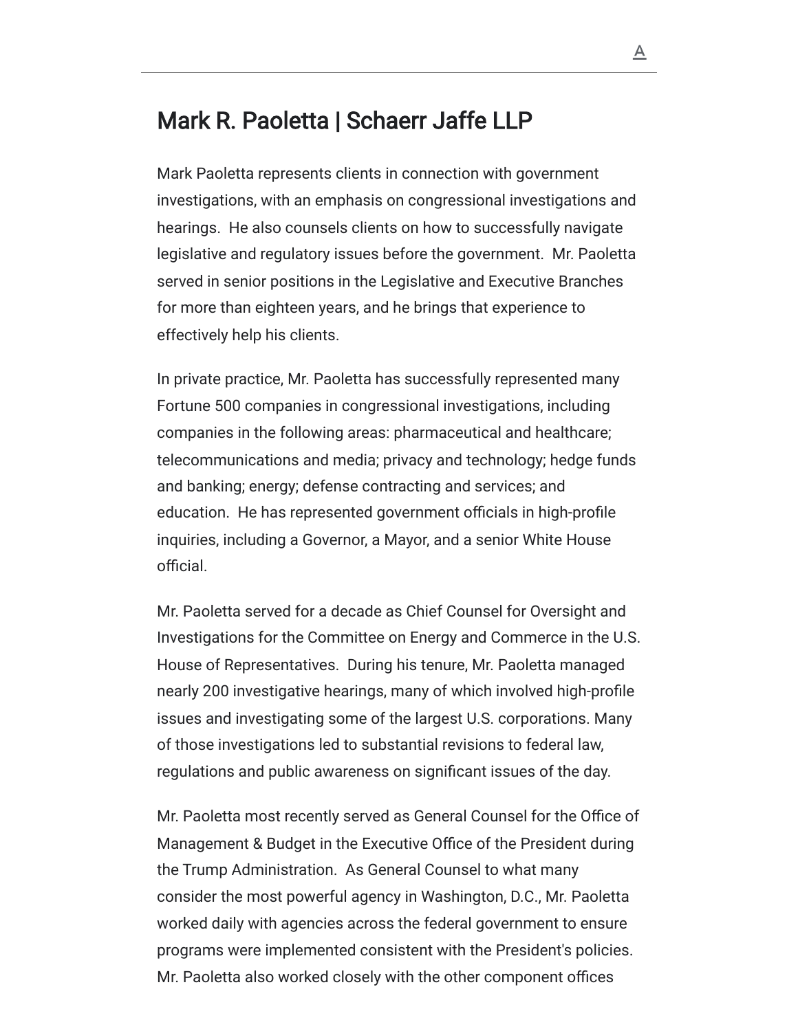# Mark R. Paoletta | Schaerr Jaffe LLP

Mark Paoletta represents clients in connection with government investigations, with an emphasis on congressional investigations and hearings. He also counsels clients on how to successfully navigate legislative and regulatory issues before the government. Mr. Paoletta served in senior positions in the Legislative and Executive Branches for more than eighteen years, and he brings that experience to effectively help his clients.

In private practice, Mr. Paoletta has successfully represented many Fortune 500 companies in congressional investigations, including companies in the following areas: pharmaceutical and healthcare; telecommunications and media; privacy and technology; hedge funds and banking; energy; defense contracting and services; and education. He has represented government officials in high-profile inquiries, including a Governor, a Mayor, and a senior White House official.

Mr. Paoletta served for a decade as Chief Counsel for Oversight and Investigations for the Committee on Energy and Commerce in the U.S. House of Representatives. During his tenure, Mr. Paoletta managed nearly 200 investigative hearings, many of which involved high-profile issues and investigating some of the largest U.S. corporations. Many of those investigations led to substantial revisions to federal law, regulations and public awareness on significant issues of the day.

Mr. Paoletta most recently served as General Counsel for the Office of Management & Budget in the Executive Office of the President during the Trump Administration. As General Counsel to what many consider the most powerful agency in Washington, D.C., Mr. Paoletta worked daily with agencies across the federal government to ensure programs were implemented consistent with the President's policies. Mr. Paoletta also worked closely with the other component offices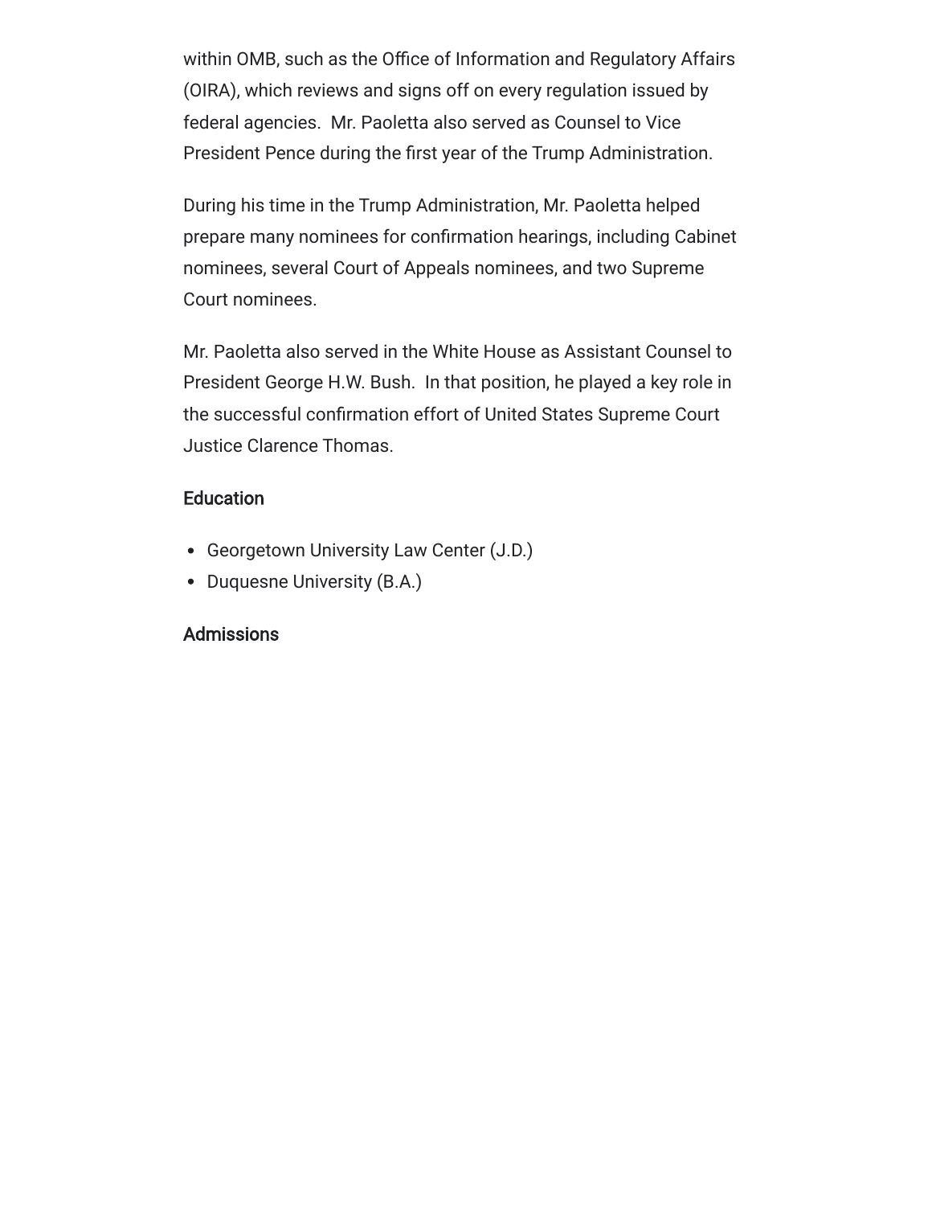within OMB, such as the Office of Information and Regulatory Affairs (OIRA), which reviews and signs off on every regulation issued by federal agencies.  Mr. Paoletta also served as Counsel to Vice President Pence during the first year of the Trump Administration.

During his time in the Trump Administration, Mr. Paoletta helped prepare many nominees for confirmation hearings, including Cabinet nominees, several Court of Appeals nominees, and two Supreme Court nominees.

Mr. Paoletta also served in the White House as Assistant Counsel to President George H.W. Bush.  In that position, he played a key role in the successful confirmation effort of United States Supreme Court Justice Clarence Thomas.

### Education

- Georgetown University Law Center (J.D.)
- Duquesne University (B.A.)

### Admissions